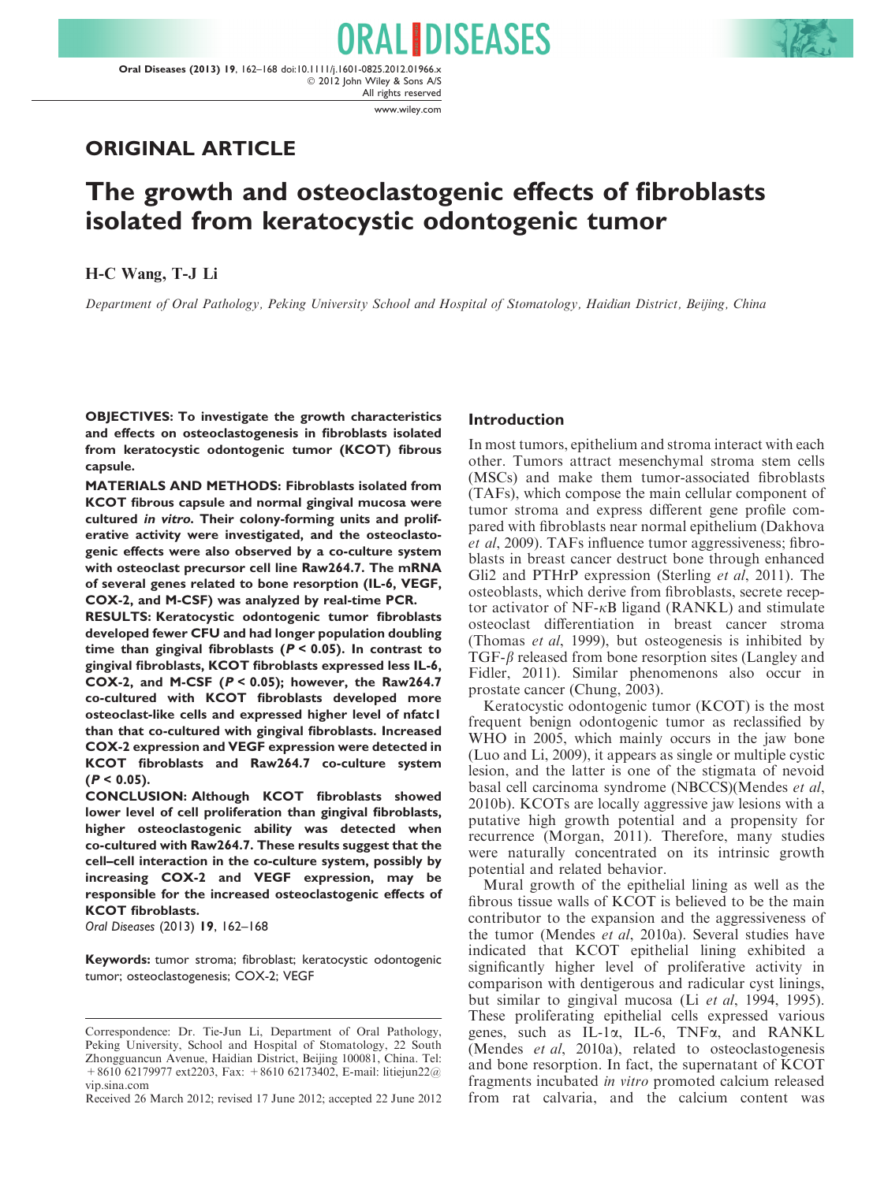**ORIGINAL ARTICLE**

# The growth and osteoclastogenic effects of fibroblasts isolated from keratocystic odontogenic tumor

**H-C Wang, T-J Li**

*Department of Oral Pathology, Peking University School and Hospital of Stomatology, Haidian District, Beijing, China*

**OBJECTIVES: To investigate the growth characteristics and effects on osteoclastogenesis in fibroblasts isolated from keratocystic odontogenic tumor (KCOT) fibrous capsule.**

**MATERIALS AND METHODS: Fibroblasts isolated from KCOT fibrous capsule and normal gingival mucosa were cultured *in vitro*. Their colony-forming units and proliferative activity were investigated, and the osteoclastogenic effects were also observed by a co-culture system with osteoclast precursor cell line Raw264.7. The mRNA of several genes related to bone resorption (IL-6, VEGF, COX-2, and M-CSF) was analyzed by real-time PCR.**

**RESULTS: Keratocystic odontogenic tumor fibroblasts developed fewer CFU and had longer population doubling time than gingival fibroblasts ($P < 0.05$). In contrast to gingival fibroblasts, KCOT fibroblasts expressed less IL-6, COX-2, and M-CSF ($P < 0.05$); however, the Raw264.7 co-cultured with KCOT fibroblasts developed more osteoclast-like cells and expressed higher level of nfatc1 than that co-cultured with gingival fibroblasts. Increased COX-2 expression and VEGF expression were detected in KCOT fibroblasts and Raw264.7 co-culture system ($P < 0.05$).**

**CONCLUSION: Although KCOT fibroblasts showed lower level of cell proliferation than gingival fibroblasts, higher osteoclastogenic ability was detected when co-cultured with Raw264.7. These results suggest that the cell–cell interaction in the co-culture system, possibly by increasing COX-2 and VEGF expression, may be responsible for the increased osteoclastogenic effects of KCOT fibroblasts.**

*Oral Diseases* (2013) **19**, 162–168

**Keywords:** tumor stroma; fibroblast; keratocystic odontogenic tumor; osteoclastogenesis; COX-2; VEGF

Correspondence: Dr. Tie-Jun Li, Department of Oral Pathology, Peking University, School and Hospital of Stomatology, 22 South Zhongguancun Avenue, Haidian District, Beijing 100081, China. Tel: +8610 62179977 ext2203, Fax: +8610 62173402, E-mail: litiejun22@vip.sina.com

Received 26 March 2012; revised 17 June 2012; accepted 22 June 2012

## Introduction

In most tumors, epithelium and stroma interact with each other. Tumors attract mesenchymal stroma stem cells (MSCs) and make them tumor-associated fibroblasts (TAFs), which compose the main cellular component of tumor stroma and express different gene profile compared with fibroblasts near normal epithelium (Dakhova *et al*, 2009). TAFs influence tumor aggressiveness; fibroblasts in breast cancer destruct bone through enhanced Gli2 and PTHrP expression (Sterling *et al*, 2011). The osteoblasts, which derive from fibroblasts, secrete receptor activator of NF-$\kappa$B ligand (RANKL) and stimulate osteoclast differentiation in breast cancer stroma (Thomas *et al*, 1999), but osteogenesis is inhibited by TGF-$\beta$ released from bone resorption sites (Langley and Fidler, 2011). Similar phenomenons also occur in prostate cancer (Chung, 2003).

Keratocystic odontogenic tumor (KCOT) is the most frequent benign odontogenic tumor as reclassified by WHO in 2005, which mainly occurs in the jaw bone (Luo and Li, 2009), it appears as single or multiple cystic lesion, and the latter is one of the stigmata of nevoid basal cell carcinoma syndrome (NBCCS)(Mendes *et al*, 2010b). KCOTs are locally aggressive jaw lesions with a putative high growth potential and a propensity for recurrence (Morgan, 2011). Therefore, many studies were naturally concentrated on its intrinsic growth potential and related behavior.

Mural growth of the epithelial lining as well as the fibrous tissue walls of KCOT is believed to be the main contributor to the expansion and the aggressiveness of the tumor (Mendes *et al*, 2010a). Several studies have indicated that KCOT epithelial lining exhibited a significantly higher level of proliferative activity in comparison with dentigerous and radicular cyst linings, but similar to gingival mucosa (Li *et al*, 1994, 1995). These proliferating epithelial cells expressed various genes, such as IL-1$\alpha$, IL-6, TNF$\alpha$, and RANKL (Mendes *et al*, 2010a), related to osteoclastogenesis and bone resorption. In fact, the supernatant of KCOT fragments incubated *in vitro* promoted calcium released from rat calvaria, and the calcium content was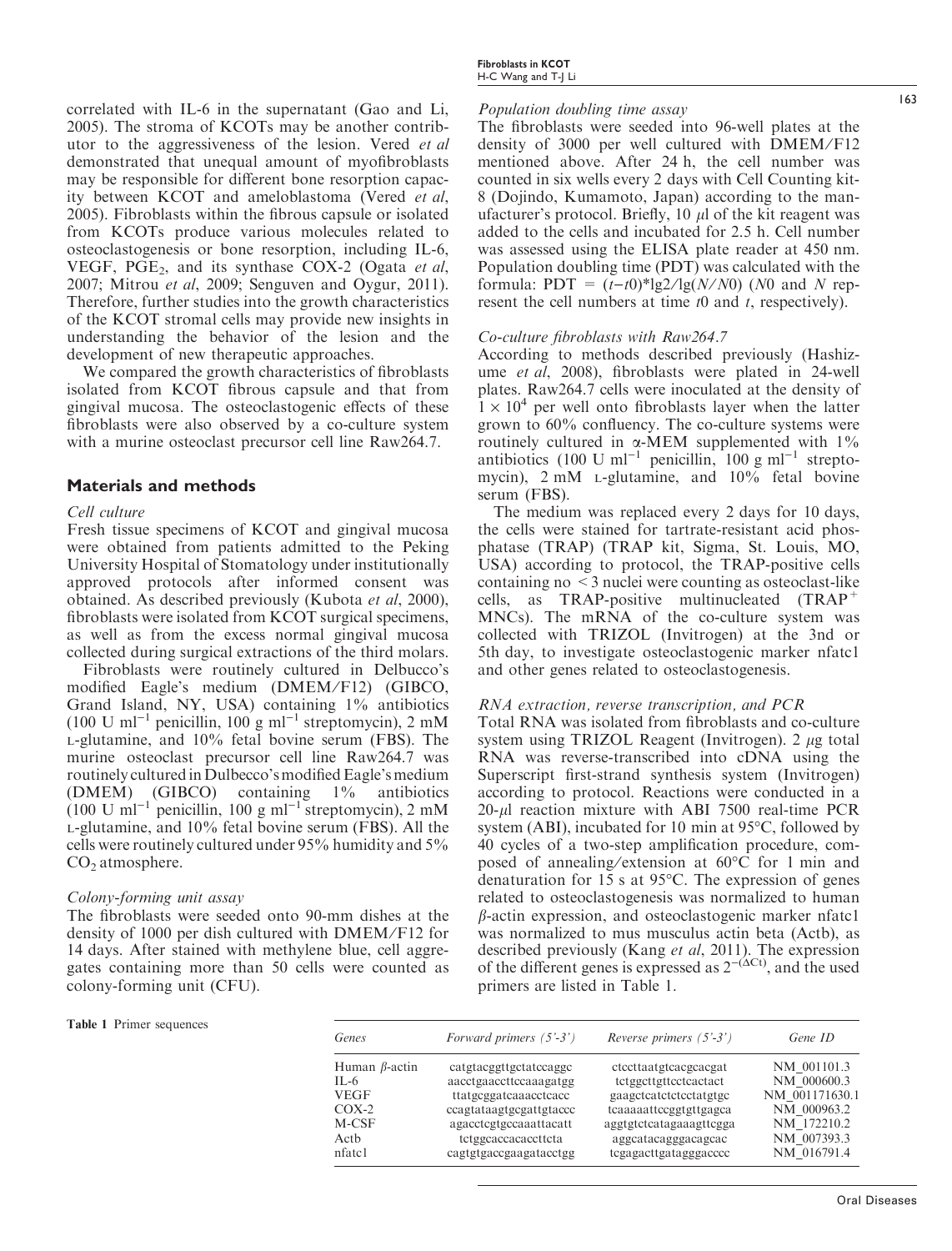correlated with IL-6 in the supernatant (Gao and Li, 2005). The stroma of KCOTs may be another contributor to the aggressiveness of the lesion. Vered *et al* demonstrated that unequal amount of myofibroblasts may be responsible for different bone resorption capacity between KCOT and ameloblastoma (Vered *et al*, 2005). Fibroblasts within the fibrous capsule or isolated from KCOTs produce various molecules related to osteoclastogenesis or bone resorption, including IL-6, VEGF, $PGE_2$, and its synthase COX-2 (Ogata *et al*, 2007; Mitrou *et al*, 2009; Senguven and Oygur, 2011). Therefore, further studies into the growth characteristics of the KCOT stromal cells may provide new insights in understanding the behavior of the lesion and the development of new therapeutic approaches.

We compared the growth characteristics of fibroblasts isolated from KCOT fibrous capsule and that from gingival mucosa. The osteoclastogenic effects of these fibroblasts were also observed by a co-culture system with a murine osteoclast precursor cell line Raw264.7.

## Materials and methods

### Cell culture

Fresh tissue specimens of KCOT and gingival mucosa were obtained from patients admitted to the Peking University Hospital of Stomatology under institutionally approved protocols after informed consent was obtained. As described previously (Kubota *et al*, 2000), fibroblasts were isolated from KCOT surgical specimens, as well as from the excess normal gingival mucosa collected during surgical extractions of the third molars.

Fibroblasts were routinely cultured in Delbucco's modified Eagle's medium (DMEM/F12) (GIBCO, Grand Island, NY, USA) containing 1% antibiotics (100 U ml$^{-1}$ penicillin, 100 g ml$^{-1}$ streptomycin), 2 mM L-glutamine, and 10% fetal bovine serum (FBS). The murine osteoclast precursor cell line Raw264.7 was routinely cultured in Dulbecco's modified Eagle's medium (DMEM) (GIBCO) containing 1% antibiotics (100 U ml$^{-1}$ penicillin, 100 g ml$^{-1}$ streptomycin), 2 mM L-glutamine, and 10% fetal bovine serum (FBS). All the cells were routinely cultured under 95% humidity and 5% $CO_2$ atmosphere.

### Colony-forming unit assay

The fibroblasts were seeded onto 90-mm dishes at the density of 1000 per dish cultured with DMEM/F12 for 14 days. After stained with methylene blue, cell aggregates containing more than 50 cells were counted as colony-forming unit (CFU).

### Population doubling time assay

The fibroblasts were seeded into 96-well plates at the density of 3000 per well cultured with DMEM/F12 mentioned above. After 24 h, the cell number was counted in six wells every 2 days with Cell Counting kit-8 (Dojindo, Kumamoto, Japan) according to the manufacturer's protocol. Briefly, 10 $\mu$l of the kit reagent was added to the cells and incubated for 2.5 h. Cell number was assessed using the ELISA plate reader at 450 nm. Population doubling time (PDT) was calculated with the formula: PDT = $(t{-}t0)*\lg 2/\lg(N/N0)$ ($N0$ and $N$ represent the cell numbers at time $t0$ and $t$, respectively).

### Co-culture fibroblasts with Raw264.7

According to methods described previously (Hashizume *et al*, 2008), fibroblasts were plated in 24-well plates. Raw264.7 cells were inoculated at the density of $1 \times 10^4$ per well onto fibroblasts layer when the latter grown to 60% confluency. The co-culture systems were routinely cultured in $\alpha$-MEM supplemented with 1% antibiotics (100 U ml$^{-1}$ penicillin, 100 g ml$^{-1}$ streptomycin), 2 mM L-glutamine, and 10% fetal bovine serum (FBS).

The medium was replaced every 2 days for 10 days, the cells were stained for tartrate-resistant acid phosphatase (TRAP) (TRAP kit, Sigma, St. Louis, MO, USA) according to protocol, the TRAP-positive cells containing no < 3 nuclei were counting as osteoclast-like cells, as TRAP-positive multinucleated (TRAP$^+$ MNCs). The mRNA of the co-culture system was collected with TRIZOL (Invitrogen) at the 3nd or 5th day, to investigate osteoclastogenic marker nfatc1 and other genes related to osteoclastogenesis.

### RNA extraction, reverse transcription, and PCR

Total RNA was isolated from fibroblasts and co-culture system using TRIZOL Reagent (Invitrogen). 2 $\mu$g total RNA was reverse-transcribed into cDNA using the Superscript first-strand synthesis system (Invitrogen) according to protocol. Reactions were conducted in a 20-$\mu$l reaction mixture with ABI 7500 real-time PCR system (ABI), incubated for 10 min at 95°C, followed by 40 cycles of a two-step amplification procedure, composed of annealing/extension at 60°C for 1 min and denaturation for 15 s at 95°C. The expression of genes related to osteoclastogenesis was normalized to human $\beta$-actin expression, and osteoclastogenic marker nfatc1 was normalized to mus musculus actin beta (Actb), as described previously (Kang *et al*, 2011). The expression of the different genes is expressed as $2^{-(\Delta Ct)}$, and the used primers are listed in Table 1.

**Table 1** Primer sequences

| *Genes* | *Forward primers (5'-3')* | *Reverse primers (5'-3')* | *Gene ID* |
|---|---|---|---|
| Human $\beta$-actin | catgtacggttgctatccaggc | ctccttaatgtcacgcacgat | NM_001101.3 |
| IL-6 | aacctgaaccttccaaagatgg | tctggcttgttcctcactact | NM_000600.3 |
| VEGF | ttatgcggatcaaacctcacc | gaagctcatctctcctatgtgc | NM_001171630.1 |
| COX-2 | ccagtataagtgcgattgtaccc | tcaaaaattccggtgttgagca | NM_000963.2 |
| M-CSF | agacctcgtgccaaattacatt | aggtgtctcatagaaagttcgga | NM_172210.2 |
| Actb | tctggcaccacaccttcta | aggcatacagggacagcac | NM_007393.3 |
| nfatc1 | cagtgtgaccgaagatacctgg | tcgagacttgatagggacccc | NM_016791.4 |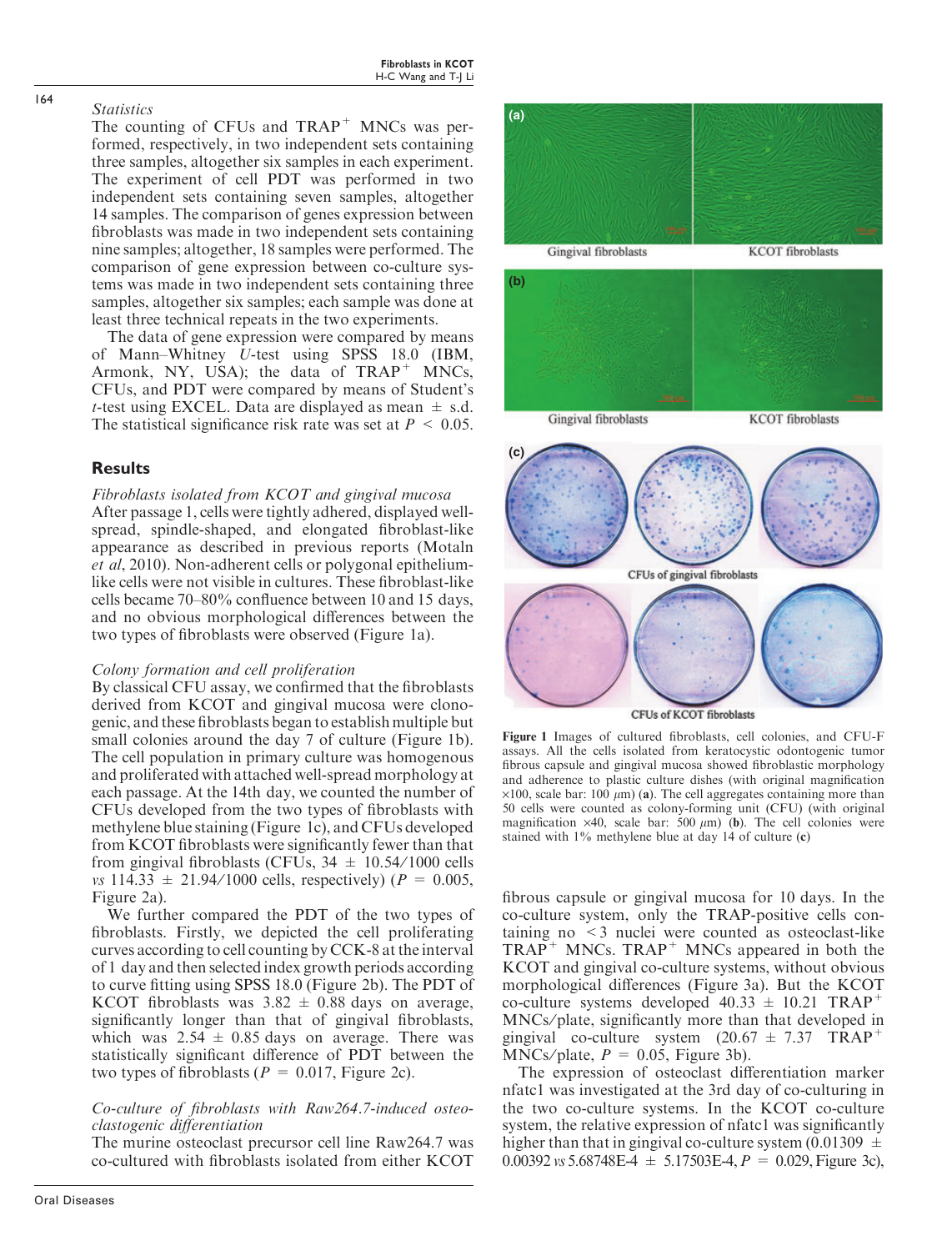*Statistics*

The counting of CFUs and $TRAP^+$ MNCs was performed, respectively, in two independent sets containing three samples, altogether six samples in each experiment. The experiment of cell PDT was performed in two independent sets containing seven samples, altogether 14 samples. The comparison of genes expression between fibroblasts was made in two independent sets containing nine samples; altogether, 18 samples were performed. The comparison of gene expression between co-culture systems was made in two independent sets containing three samples, altogether six samples; each sample was done at least three technical repeats in the two experiments.

The data of gene expression were compared by means of Mann–Whitney *U*-test using SPSS 18.0 (IBM, Armonk, NY, USA); the data of $TRAP^+$ MNCs, CFUs, and PDT were compared by means of Student's *t*-test using EXCEL. Data are displayed as mean ± s.d. The statistical significance risk rate was set at $P < 0.05$.

## Results

*Fibroblasts isolated from KCOT and gingival mucosa*

After passage 1, cells were tightly adhered, displayed well-spread, spindle-shaped, and elongated fibroblast-like appearance as described in previous reports (Motaln *et al*, 2010). Non-adherent cells or polygonal epithelium-like cells were not visible in cultures. These fibroblast-like cells became 70–80% confluence between 10 and 15 days, and no obvious morphological differences between the two types of fibroblasts were observed (Figure 1a).

*Colony formation and cell proliferation*

By classical CFU assay, we confirmed that the fibroblasts derived from KCOT and gingival mucosa were clonogenic, and these fibroblasts began to establish multiple but small colonies around the day 7 of culture (Figure 1b). The cell population in primary culture was homogenous and proliferated with attached well-spread morphology at each passage. At the 14th day, we counted the number of CFUs developed from the two types of fibroblasts with methylene blue staining (Figure 1c), and CFUs developed from KCOT fibroblasts were significantly fewer than that from gingival fibroblasts (CFUs, 34 ± 10.54/1000 cells *vs* 114.33 ± 21.94/1000 cells, respectively) ($P = 0.005$, Figure 2a).

We further compared the PDT of the two types of fibroblasts. Firstly, we depicted the cell proliferating curves according to cell counting by CCK-8 at the interval of 1 day and then selected index growth periods according to curve fitting using SPSS 18.0 (Figure 2b). The PDT of KCOT fibroblasts was 3.82 ± 0.88 days on average, significantly longer than that of gingival fibroblasts, which was 2.54 ± 0.85 days on average. There was statistically significant difference of PDT between the two types of fibroblasts ($P = 0.017$, Figure 2c).

*Co-culture of fibroblasts with Raw264.7-induced osteoclastogenic differentiation*

The murine osteoclast precursor cell line Raw264.7 was co-cultured with fibroblasts isolated from either KCOT fibrous capsule or gingival mucosa for 10 days. In the co-culture system, only the TRAP-positive cells containing no <3 nuclei were counted as osteoclast-like $TRAP^+$ MNCs. $TRAP^+$ MNCs appeared in both the KCOT and gingival co-culture systems, without obvious morphological differences (Figure 3a). But the KCOT co-culture systems developed 40.33 ± 10.21 $TRAP^+$ MNCs/plate, significantly more than that developed in gingival co-culture system (20.67 ± 7.37 $TRAP^+$ MNCs/plate, $P = 0.05$, Figure 3b).

The expression of osteoclast differentiation marker nfatc1 was investigated at the 3rd day of co-culturing in the two co-culture systems. In the KCOT co-culture system, the relative expression of nfatc1 was significantly higher than that in gingival co-culture system (0.01309 ± 0.00392 *vs* 5.68748E-4 ± 5.17503E-4, $P = 0.029$, Figure 3c),

Gingival fibroblasts | KCOT fibroblasts

Gingival fibroblasts | KCOT fibroblasts

CFUs of gingival fibroblasts

CFUs of KCOT fibroblasts

**Figure 1** Images of cultured fibroblasts, cell colonies, and CFU-F assays. All the cells isolated from keratocystic odontogenic tumor fibrous capsule and gingival mucosa showed fibroblastic morphology and adherence to plastic culture dishes (with original magnification ×100, scale bar: 100 μm) (**a**). The cell aggregates containing more than 50 cells were counted as colony-forming unit (CFU) (with original magnification ×40, scale bar: 500 μm) (**b**). The cell colonies were stained with 1% methylene blue at day 14 of culture (**c**)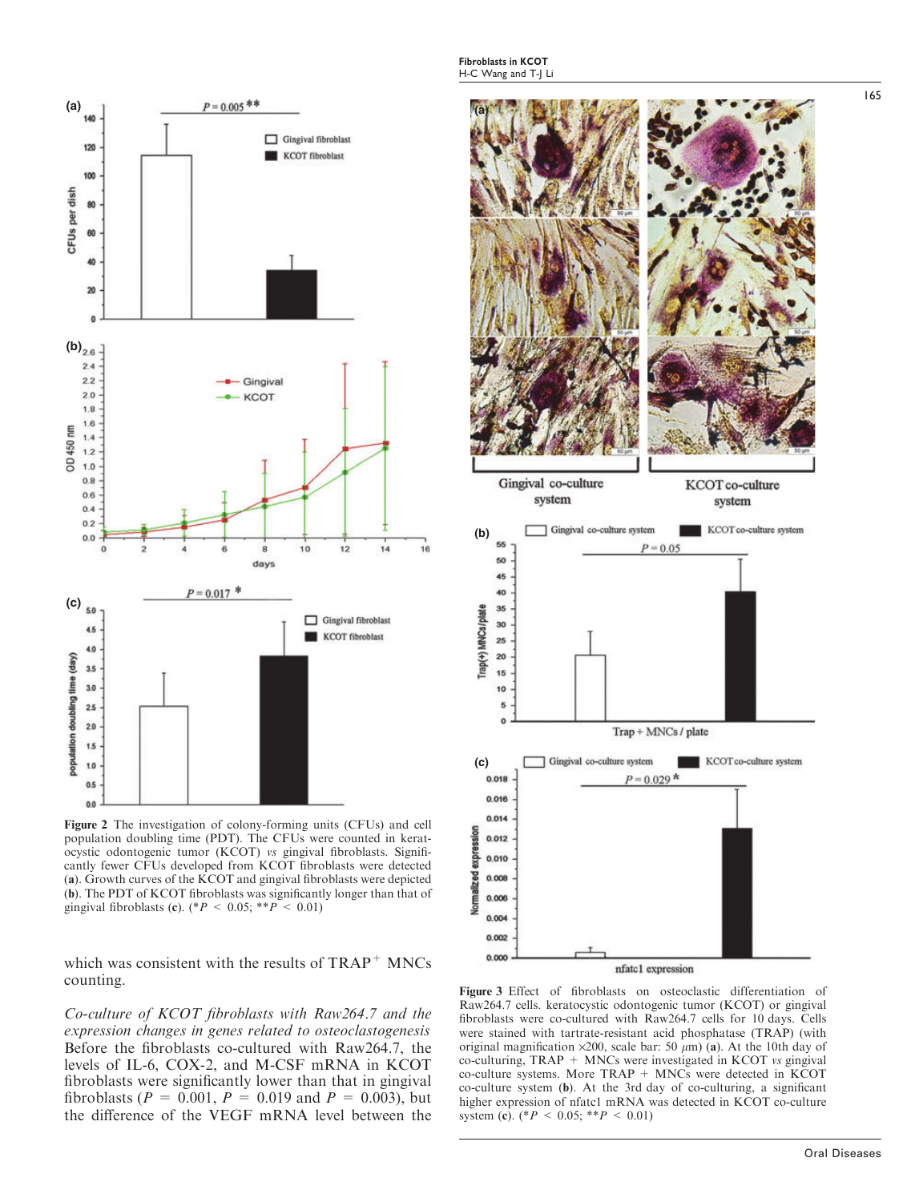**Figure 2** The investigation of colony-forming units (CFUs) and cell population doubling time (PDT). The CFUs were counted in keratocystic odontogenic tumor (KCOT) *vs* gingival fibroblasts. Significantly fewer CFUs developed from KCOT fibroblasts were detected (**a**). Growth curves of the KCOT and gingival fibroblasts were depicted (**b**). The PDT of KCOT fibroblasts was significantly longer than that of gingival fibroblasts (**c**). (*$P < 0.05$; **$P < 0.01$)

which was consistent with the results of TRAP$^+$ MNCs counting.

*Co-culture of KCOT fibroblasts with Raw264.7 and the expression changes in genes related to osteoclastogenesis*
Before the fibroblasts co-cultured with Raw264.7, the levels of IL-6, COX-2, and M-CSF mRNA in KCOT fibroblasts were significantly lower than that in gingival fibroblasts ($P = 0.001$, $P = 0.019$ and $P = 0.003$), but the difference of the VEGF mRNA level between the

**Figure 3** Effect of fibroblasts on osteoclastic differentiation of Raw264.7 cells. keratocystic odontogenic tumor (KCOT) or gingival fibroblasts were co-cultured with Raw264.7 cells for 10 days. Cells were stained with tartrate-resistant acid phosphatase (TRAP) (with original magnification ×200, scale bar: 50 $\mu$m) (**a**). At the 10th day of co-culturing, TRAP + MNCs were investigated in KCOT *vs* gingival co-culture systems. More TRAP + MNCs were detected in KCOT co-culture system (**b**). At the 3rd day of co-culturing, a significant higher expression of nfatc1 mRNA was detected in KCOT co-culture system (**c**). (*$P < 0.05$; **$P < 0.01$)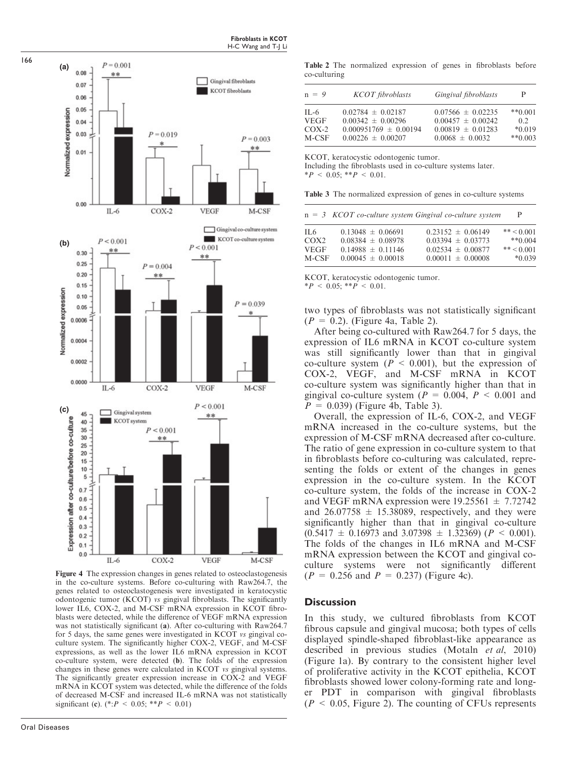**Table 2** The normalized expression of genes in fibroblasts before co-culturing

| n = 9 | KCOT fibroblasts | Gingival fibroblasts | P |
|---|---|---|---|
| IL-6 | 0.02784 ± 0.02187 | 0.07566 ± 0.02235 | **0.001 |
| VEGF | 0.00342 ± 0.00296 | 0.00457 ± 0.00242 | 0.2 |
| COX-2 | 0.000951769 ± 0.00194 | 0.00819 ± 0.01283 | *0.019 |
| M-CSF | 0.00226 ± 0.00207 | 0.0068 ± 0.0032 | **0.003 |

KCOT, keratocystic odontogenic tumor.
Including the fibroblasts used in co-culture systems later.
$^{*}P < 0.05$; $^{**}P < 0.01$.

**Table 3** The normalized expression of genes in co-culture systems

| n = 3 | KCOT co-culture system | Gingival co-culture system | P |
|---|---|---|---|
| IL6 | 0.13048 ± 0.06691 | 0.23152 ± 0.06149 | ** < 0.001 |
| COX2 | 0.08384 ± 0.08978 | 0.03394 ± 0.03773 | **0.004 |
| VEGF | 0.14988 ± 0.11146 | 0.02534 ± 0.00877 | ** < 0.001 |
| M-CSF | 0.00045 ± 0.00018 | 0.00011 ± 0.00008 | *0.039 |

KCOT, keratocystic odontogenic tumor.
$^{*}P < 0.05$; $^{**}P < 0.01$.

**Figure 4** The expression changes in genes related to osteoclastogenesis in the co-culture systems. Before co-culturing with Raw264.7, the genes related to osteoclastogenesis were investigated in keratocystic odontogenic tumor (KCOT) *vs* gingival fibroblasts. The significantly lower IL6, COX-2, and M-CSF mRNA expression in KCOT fibroblasts were detected, while the difference of VEGF mRNA expression was not statistically significant (**a**). After co-culturing with Raw264.7 for 5 days, the same genes were investigated in KCOT *vs* gingival co-culture system. The significantly higher COX-2, VEGF, and M-CSF expressions, as well as the lower IL6 mRNA expression in KCOT co-culture system, were detected (**b**). The folds of the expression changes in these genes were calculated in KCOT *vs* gingival systems. The significantly greater expression increase in COX-2 and VEGF mRNA in KCOT system was detected, while the difference of the folds of decreased M-CSF and increased IL-6 mRNA was not statistically significant (**c**). ($^{*}$:$P < 0.05$; $^{**}$:$P < 0.01$)

two types of fibroblasts was not statistically significant ($P = 0.2$). (Figure 4a, Table 2).

After being co-cultured with Raw264.7 for 5 days, the expression of IL6 mRNA in KCOT co-culture system was still significantly lower than that in gingival co-culture system ($P < 0.001$), but the expression of COX-2, VEGF, and M-CSF mRNA in KCOT co-culture system was significantly higher than that in gingival co-culture system ($P = 0.004$, $P < 0.001$ and $P = 0.039$) (Figure 4b, Table 3).

Overall, the expression of IL-6, COX-2, and VEGF mRNA increased in the co-culture systems, but the expression of M-CSF mRNA decreased after co-culture. The ratio of gene expression in co-culture system to that in fibroblasts before co-culturing was calculated, representing the folds or extent of the changes in genes expression in the co-culture system. In the KCOT co-culture system, the folds of the increase in COX-2 and VEGF mRNA expression were 19.25561 ± 7.72742 and 26.07758 ± 15.38089, respectively, and they were significantly higher than that in gingival co-culture (0.5417 ± 0.16973 and 3.07398 ± 1.32369) ($P < 0.001$). The folds of the changes in IL6 mRNA and M-CSF mRNA expression between the KCOT and gingival co-culture systems were not significantly different ($P = 0.256$ and $P = 0.237$) (Figure 4c).

## Discussion

In this study, we cultured fibroblasts from KCOT fibrous capsule and gingival mucosa; both types of cells displayed spindle-shaped fibroblast-like appearance as described in previous studies (Motaln *et al*, 2010) (Figure 1a). By contrary to the consistent higher level of proliferative activity in the KCOT epithelia, KCOT fibroblasts showed lower colony-forming rate and longer PDT in comparison with gingival fibroblasts ($P < 0.05$, Figure 2). The counting of CFUs represents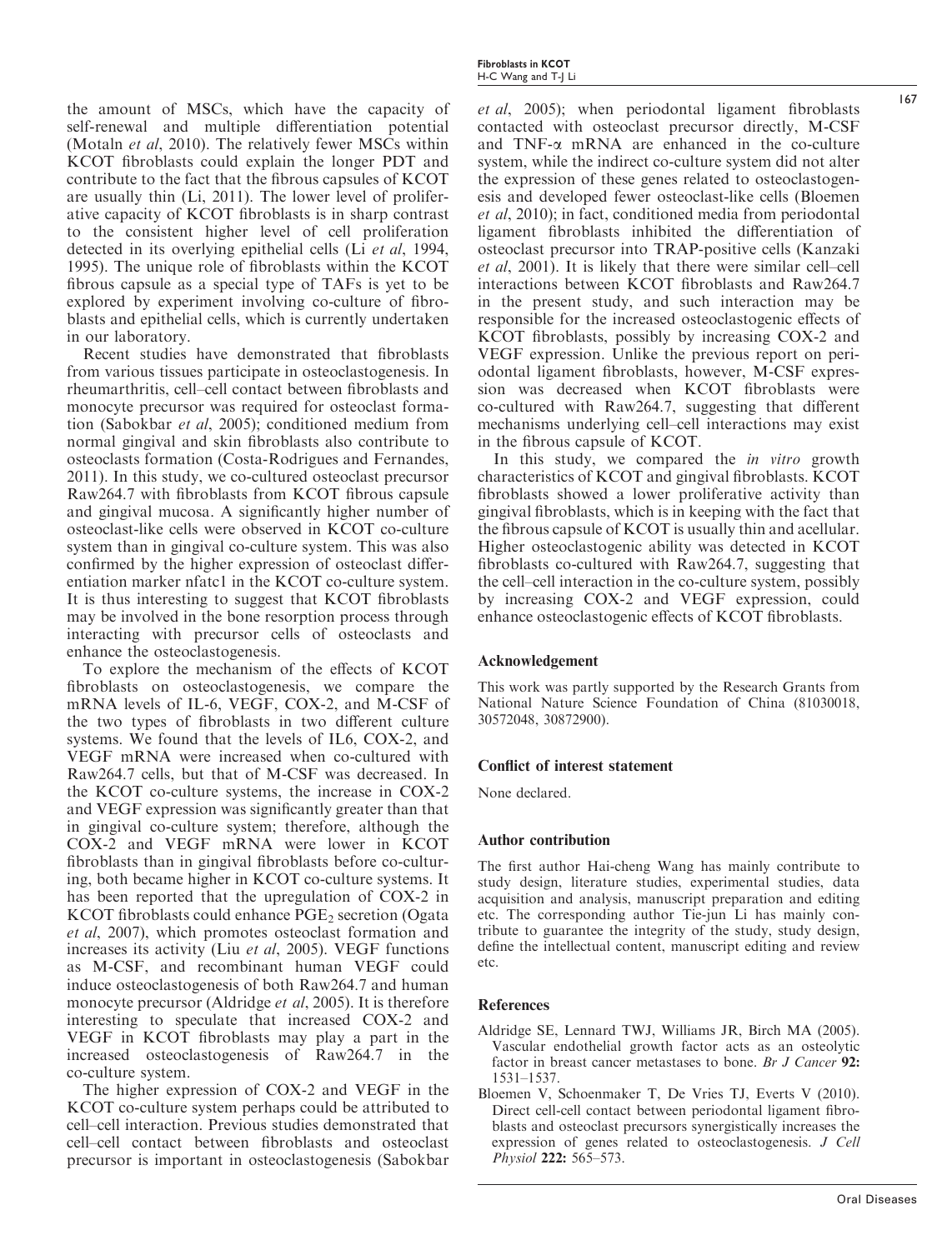the amount of MSCs, which have the capacity of self-renewal and multiple differentiation potential (Motaln *et al*, 2010). The relatively fewer MSCs within KCOT fibroblasts could explain the longer PDT and contribute to the fact that the fibrous capsules of KCOT are usually thin (Li, 2011). The lower level of proliferative capacity of KCOT fibroblasts is in sharp contrast to the consistent higher level of cell proliferation detected in its overlying epithelial cells (Li *et al*, 1994, 1995). The unique role of fibroblasts within the KCOT fibrous capsule as a special type of TAFs is yet to be explored by experiment involving co-culture of fibroblasts and epithelial cells, which is currently undertaken in our laboratory.

Recent studies have demonstrated that fibroblasts from various tissues participate in osteoclastogenesis. In rheumarthritis, cell–cell contact between fibroblasts and monocyte precursor was required for osteoclast formation (Sabokbar *et al*, 2005); conditioned medium from normal gingival and skin fibroblasts also contribute to osteoclasts formation (Costa-Rodrigues and Fernandes, 2011). In this study, we co-cultured osteoclast precursor Raw264.7 with fibroblasts from KCOT fibrous capsule and gingival mucosa. A significantly higher number of osteoclast-like cells were observed in KCOT co-culture system than in gingival co-culture system. This was also confirmed by the higher expression of osteoclast differentiation marker nfatc1 in the KCOT co-culture system. It is thus interesting to suggest that KCOT fibroblasts may be involved in the bone resorption process through interacting with precursor cells of osteoclasts and enhance the osteoclastogenesis.

To explore the mechanism of the effects of KCOT fibroblasts on osteoclastogenesis, we compare the mRNA levels of IL-6, VEGF, COX-2, and M-CSF of the two types of fibroblasts in two different culture systems. We found that the levels of IL6, COX-2, and VEGF mRNA were increased when co-cultured with Raw264.7 cells, but that of M-CSF was decreased. In the KCOT co-culture systems, the increase in COX-2 and VEGF expression was significantly greater than that in gingival co-culture system; therefore, although the COX-2 and VEGF mRNA were lower in KCOT fibroblasts than in gingival fibroblasts before co-culturing, both became higher in KCOT co-culture systems. It has been reported that the upregulation of COX-2 in KCOT fibroblasts could enhance $PGE_2$ secretion (Ogata *et al*, 2007), which promotes osteoclast formation and increases its activity (Liu *et al*, 2005). VEGF functions as M-CSF, and recombinant human VEGF could induce osteoclastogenesis of both Raw264.7 and human monocyte precursor (Aldridge *et al*, 2005). It is therefore interesting to speculate that increased COX-2 and VEGF in KCOT fibroblasts may play a part in the increased osteoclastogenesis of Raw264.7 in the co-culture system.

The higher expression of COX-2 and VEGF in the KCOT co-culture system perhaps could be attributed to cell–cell interaction. Previous studies demonstrated that cell–cell contact between fibroblasts and osteoclast precursor is important in osteoclastogenesis (Sabokbar *et al*, 2005); when periodontal ligament fibroblasts contacted with osteoclast precursor directly, M-CSF and TNF-$\alpha$ mRNA are enhanced in the co-culture system, while the indirect co-culture system did not alter the expression of these genes related to osteoclastogenesis and developed fewer osteoclast-like cells (Bloemen *et al*, 2010); in fact, conditioned media from periodontal ligament fibroblasts inhibited the differentiation of osteoclast precursor into TRAP-positive cells (Kanzaki *et al*, 2001). It is likely that there were similar cell–cell interactions between KCOT fibroblasts and Raw264.7 in the present study, and such interaction may be responsible for the increased osteoclastogenic effects of KCOT fibroblasts, possibly by increasing COX-2 and VEGF expression. Unlike the previous report on periodontal ligament fibroblasts, however, M-CSF expression was decreased when KCOT fibroblasts were co-cultured with Raw264.7, suggesting that different mechanisms underlying cell–cell interactions may exist in the fibrous capsule of KCOT.

In this study, we compared the *in vitro* growth characteristics of KCOT and gingival fibroblasts. KCOT fibroblasts showed a lower proliferative activity than gingival fibroblasts, which is in keeping with the fact that the fibrous capsule of KCOT is usually thin and acellular. Higher osteoclastogenic ability was detected in KCOT fibroblasts co-cultured with Raw264.7, suggesting that the cell–cell interaction in the co-culture system, possibly by increasing COX-2 and VEGF expression, could enhance osteoclastogenic effects of KCOT fibroblasts.

## Acknowledgement

This work was partly supported by the Research Grants from National Nature Science Foundation of China (81030018, 30572048, 30872900).

## Conflict of interest statement

None declared.

## Author contribution

The first author Hai-cheng Wang has mainly contribute to study design, literature studies, experimental studies, data acquisition and analysis, manuscript preparation and editing etc. The corresponding author Tie-jun Li has mainly contribute to guarantee the integrity of the study, study design, define the intellectual content, manuscript editing and review etc.

## References

Aldridge SE, Lennard TWJ, Williams JR, Birch MA (2005). Vascular endothelial growth factor acts as an osteolytic factor in breast cancer metastases to bone. *Br J Cancer* **92:** 1531–1537.

Bloemen V, Schoenmaker T, De Vries TJ, Everts V (2010). Direct cell-cell contact between periodontal ligament fibroblasts and osteoclast precursors synergistically increases the expression of genes related to osteoclastogenesis. *J Cell Physiol* **222:** 565–573.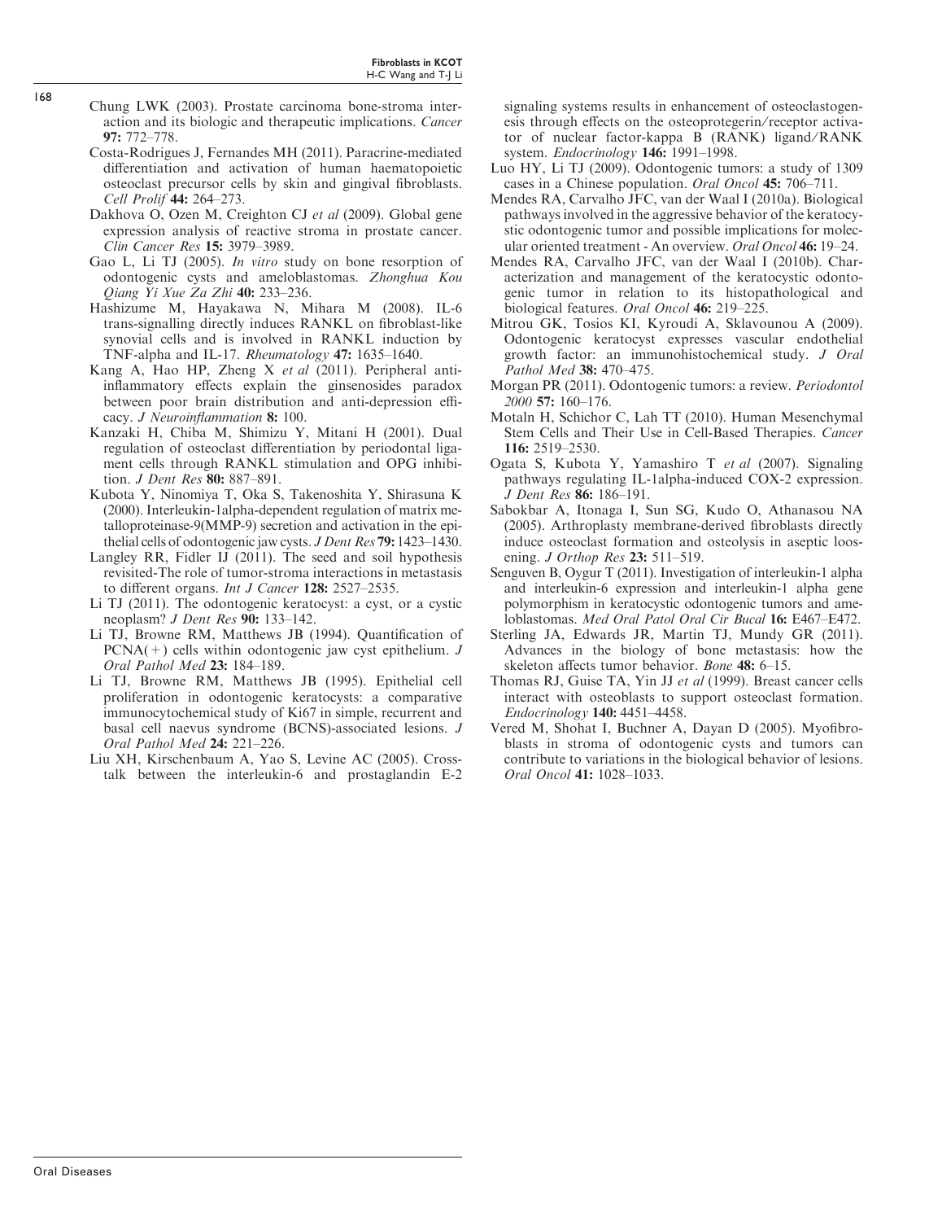Chung LWK (2003). Prostate carcinoma bone-stroma interaction and its biologic and therapeutic implications. *Cancer* **97:** 772–778.

Costa-Rodrigues J, Fernandes MH (2011). Paracrine-mediated differentiation and activation of human haematopoietic osteoclast precursor cells by skin and gingival fibroblasts. *Cell Prolif* **44:** 264–273.

Dakhova O, Ozen M, Creighton CJ *et al* (2009). Global gene expression analysis of reactive stroma in prostate cancer. *Clin Cancer Res* **15:** 3979–3989.

Gao L, Li TJ (2005). *In vitro* study on bone resorption of odontogenic cysts and ameloblastomas. *Zhonghua Kou Qiang Yi Xue Za Zhi* **40:** 233–236.

Hashizume M, Hayakawa N, Mihara M (2008). IL-6 trans-signalling directly induces RANKL on fibroblast-like synovial cells and is involved in RANKL induction by TNF-alpha and IL-17. *Rheumatology* **47:** 1635–1640.

Kang A, Hao HP, Zheng X *et al* (2011). Peripheral anti-inflammatory effects explain the ginsenosides paradox between poor brain distribution and anti-depression efficacy. *J Neuroinflammation* **8:** 100.

Kanzaki H, Chiba M, Shimizu Y, Mitani H (2001). Dual regulation of osteoclast differentiation by periodontal ligament cells through RANKL stimulation and OPG inhibition. *J Dent Res* **80:** 887–891.

Kubota Y, Ninomiya T, Oka S, Takenoshita Y, Shirasuna K (2000). Interleukin-1alpha-dependent regulation of matrix metalloproteinase-9(MMP-9) secretion and activation in the epithelial cells of odontogenic jaw cysts. *J Dent Res* **79:** 1423–1430.

Langley RR, Fidler IJ (2011). The seed and soil hypothesis revisited-The role of tumor-stroma interactions in metastasis to different organs. *Int J Cancer* **128:** 2527–2535.

Li TJ (2011). The odontogenic keratocyst: a cyst, or a cystic neoplasm? *J Dent Res* **90:** 133–142.

Li TJ, Browne RM, Matthews JB (1994). Quantification of PCNA(+) cells within odontogenic jaw cyst epithelium. *J Oral Pathol Med* **23:** 184–189.

Li TJ, Browne RM, Matthews JB (1995). Epithelial cell proliferation in odontogenic keratocysts: a comparative immunocytochemical study of Ki67 in simple, recurrent and basal cell naevus syndrome (BCNS)-associated lesions. *J Oral Pathol Med* **24:** 221–226.

Liu XH, Kirschenbaum A, Yao S, Levine AC (2005). Cross-talk between the interleukin-6 and prostaglandin E-2 signaling systems results in enhancement of osteoclastogenesis through effects on the osteoprotegerin/receptor activator of nuclear factor-kappa B (RANK) ligand/RANK system. *Endocrinology* **146:** 1991–1998.

Luo HY, Li TJ (2009). Odontogenic tumors: a study of 1309 cases in a Chinese population. *Oral Oncol* **45:** 706–711.

Mendes RA, Carvalho JFC, van der Waal I (2010a). Biological pathways involved in the aggressive behavior of the keratocystic odontogenic tumor and possible implications for molecular oriented treatment - An overview. *Oral Oncol* **46:** 19–24.

Mendes RA, Carvalho JFC, van der Waal I (2010b). Characterization and management of the keratocystic odontogenic tumor in relation to its histopathological and biological features. *Oral Oncol* **46:** 219–225.

Mitrou GK, Tosios KI, Kyroudi A, Sklavounou A (2009). Odontogenic keratocyst expresses vascular endothelial growth factor: an immunohistochemical study. *J Oral Pathol Med* **38:** 470–475.

Morgan PR (2011). Odontogenic tumors: a review. *Periodontol 2000* **57:** 160–176.

Motaln H, Schichor C, Lah TT (2010). Human Mesenchymal Stem Cells and Their Use in Cell-Based Therapies. *Cancer* **116:** 2519–2530.

Ogata S, Kubota Y, Yamashiro T *et al* (2007). Signaling pathways regulating IL-1alpha-induced COX-2 expression. *J Dent Res* **86:** 186–191.

Sabokbar A, Itonaga I, Sun SG, Kudo O, Athanasou NA (2005). Arthroplasty membrane-derived fibroblasts directly induce osteoclast formation and osteolysis in aseptic loosening. *J Orthop Res* **23:** 511–519.

Senguven B, Oygur T (2011). Investigation of interleukin-1 alpha and interleukin-6 expression and interleukin-1 alpha gene polymorphism in keratocystic odontogenic tumors and ameloblastomas. *Med Oral Patol Oral Cir Bucal* **16:** E467–E472.

Sterling JA, Edwards JR, Martin TJ, Mundy GR (2011). Advances in the biology of bone metastasis: how the skeleton affects tumor behavior. *Bone* **48:** 6–15.

Thomas RJ, Guise TA, Yin JJ *et al* (1999). Breast cancer cells interact with osteoblasts to support osteoclast formation. *Endocrinology* **140:** 4451–4458.

Vered M, Shohat I, Buchner A, Dayan D (2005). Myofibroblasts in stroma of odontogenic cysts and tumors can contribute to variations in the biological behavior of lesions. *Oral Oncol* **41:** 1028–1033.